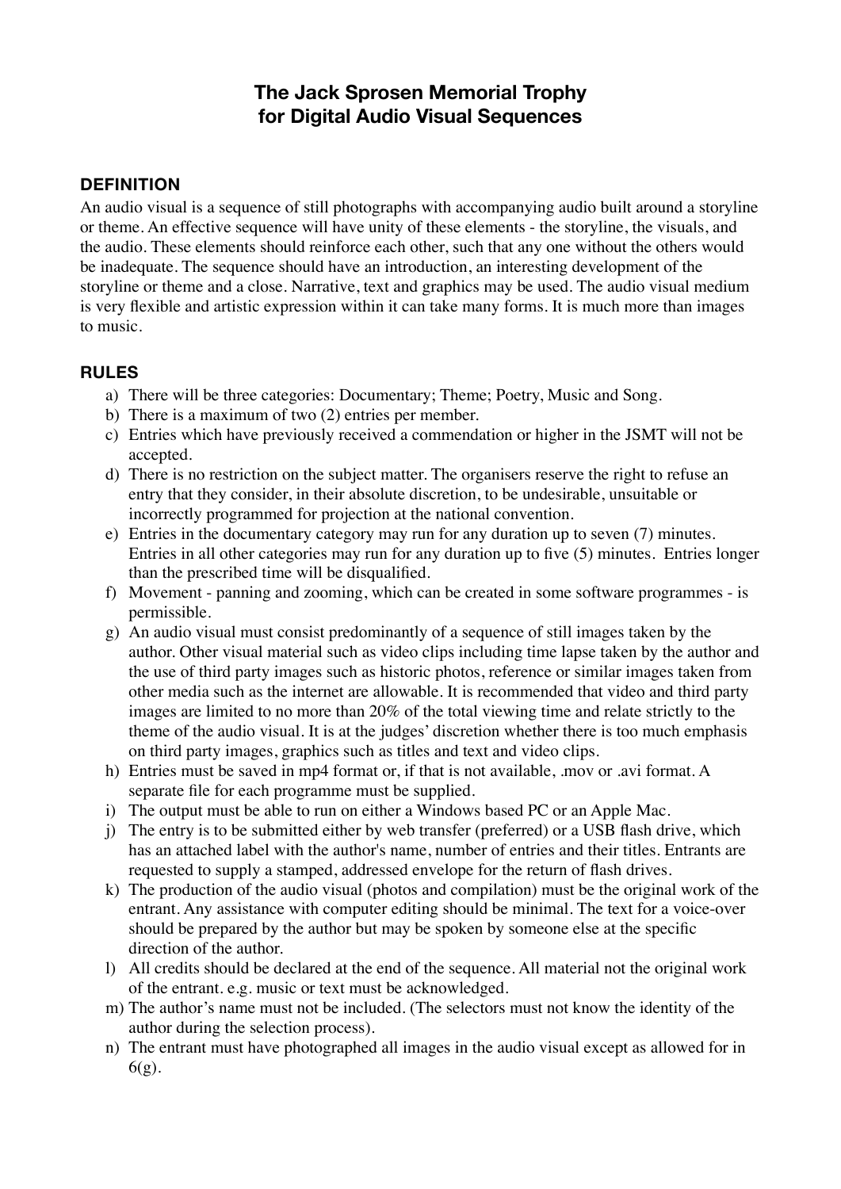# The Jack Sprosen Memorial Trophy for Digital Audio Visual Sequences

## DEFINITION

An audio visual is a sequence of still photographs with accompanying audio built around a storyline or theme. An effective sequence will have unity of these elements - the storyline, the visuals, and the audio. These elements should reinforce each other, such that any one without the others would be inadequate. The sequence should have an introduction, an interesting development of the storyline or theme and a close. Narrative, text and graphics may be used. The audio visual medium is very flexible and artistic expression within it can take many forms. It is much more than images to music.

## RULES

a) There will be three categories: Documentary; Theme; Poetry, Music and Song.

b) There is a maximum of two (2) entries per member.

c) Entries which have previously received a commendation or higher in the JSMT will not be accepted.

d) There is no restriction on the subject matter. The organisers reserve the right to refuse an entry that they consider, in their absolute discretion, to be undesirable, unsuitable or incorrectly programmed for projection at the national convention.

e) Entries in the documentary category may run for any duration up to seven (7) minutes. Entries in all other categories may run for any duration up to five (5) minutes. Entries longer than the prescribed time will be disqualified.

f) Movement - panning and zooming, which can be created in some software programmes - is permissible.

g) An audio visual must consist predominantly of a sequence of still images taken by the author. Other visual material such as video clips including time lapse taken by the author and the use of third party images such as historic photos, reference or similar images taken from other media such as the internet are allowable. It is recommended that video and third party images are limited to no more than 20% of the total viewing time and relate strictly to the theme of the audio visual. It is at the judges' discretion whether there is too much emphasis on third party images, graphics such as titles and text and video clips.

h) Entries must be saved in mp4 format or, if that is not available, .mov or .avi format. A separate file for each programme must be supplied.

i) The output must be able to run on either a Windows based PC or an Apple Mac.

j) The entry is to be submitted either by web transfer (preferred) or a USB flash drive, which has an attached label with the author's name, number of entries and their titles. Entrants are requested to supply a stamped, addressed envelope for the return of flash drives.

k) The production of the audio visual (photos and compilation) must be the original work of the entrant. Any assistance with computer editing should be minimal. The text for a voice-over should be prepared by the author but may be spoken by someone else at the specific direction of the author.

l) All credits should be declared at the end of the sequence. All material not the original work of the entrant. e.g. music or text must be acknowledged.

m) The author's name must not be included. (The selectors must not know the identity of the author during the selection process).

n) The entrant must have photographed all images in the audio visual except as allowed for in 6(g).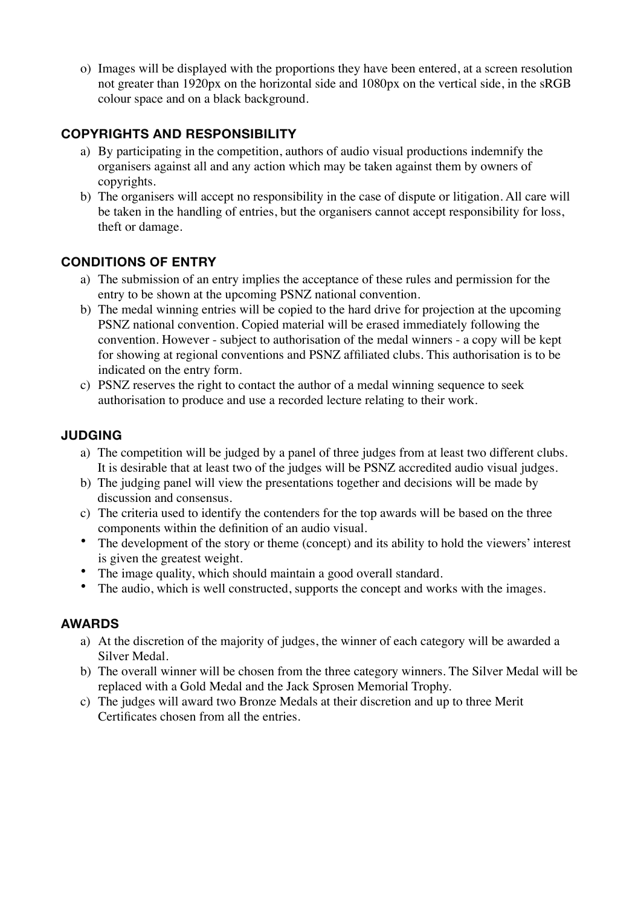o) Images will be displayed with the proportions they have been entered, at a screen resolution not greater than 1920px on the horizontal side and 1080px on the vertical side, in the sRGB colour space and on a black background.

## COPYRIGHTS AND RESPONSIBILITY

a) By participating in the competition, authors of audio visual productions indemnify the organisers against all and any action which may be taken against them by owners of copyrights.

b) The organisers will accept no responsibility in the case of dispute or litigation. All care will be taken in the handling of entries, but the organisers cannot accept responsibility for loss, theft or damage.

## CONDITIONS OF ENTRY

a) The submission of an entry implies the acceptance of these rules and permission for the entry to be shown at the upcoming PSNZ national convention.

b) The medal winning entries will be copied to the hard drive for projection at the upcoming PSNZ national convention. Copied material will be erased immediately following the convention. However - subject to authorisation of the medal winners - a copy will be kept for showing at regional conventions and PSNZ affiliated clubs. This authorisation is to be indicated on the entry form.

c) PSNZ reserves the right to contact the author of a medal winning sequence to seek authorisation to produce and use a recorded lecture relating to their work.

## JUDGING

a) The competition will be judged by a panel of three judges from at least two different clubs. It is desirable that at least two of the judges will be PSNZ accredited audio visual judges.

b) The judging panel will view the presentations together and decisions will be made by discussion and consensus.

c) The criteria used to identify the contenders for the top awards will be based on the three components within the definition of an audio visual.

- The development of the story or theme (concept) and its ability to hold the viewers' interest is given the greatest weight.
- The image quality, which should maintain a good overall standard.
- The audio, which is well constructed, supports the concept and works with the images.

## AWARDS

a) At the discretion of the majority of judges, the winner of each category will be awarded a Silver Medal.

b) The overall winner will be chosen from the three category winners. The Silver Medal will be replaced with a Gold Medal and the Jack Sprosen Memorial Trophy.

c) The judges will award two Bronze Medals at their discretion and up to three Merit Certificates chosen from all the entries.